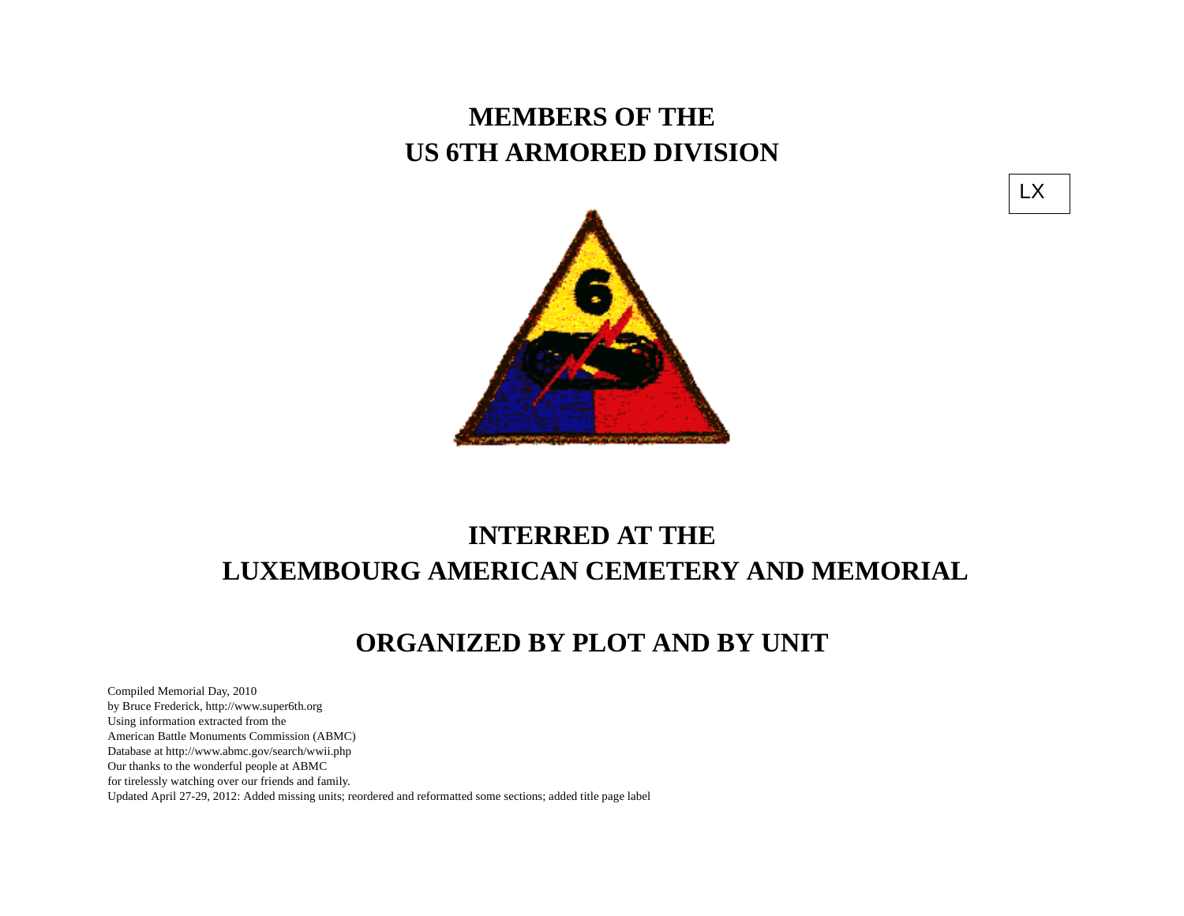# MEMBERS OF THE
# US 6TH ARMORED DIVISION

LX

# INTERRED AT THE
# LUXEMBOURG AMERICAN CEMETERY AND MEMORIAL

## ORGANIZED BY PLOT AND BY UNIT

Compiled Memorial Day, 2010
by Bruce Frederick, http://www.super6th.org
Using information extracted from the
American Battle Monuments Commission (ABMC)
Database at http://www.abmc.gov/search/wwii.php
Our thanks to the wonderful people at ABMC
for tirelessly watching over our friends and family.
Updated April 27-29, 2012: Added missing units; reordered and reformatted some sections; added title page label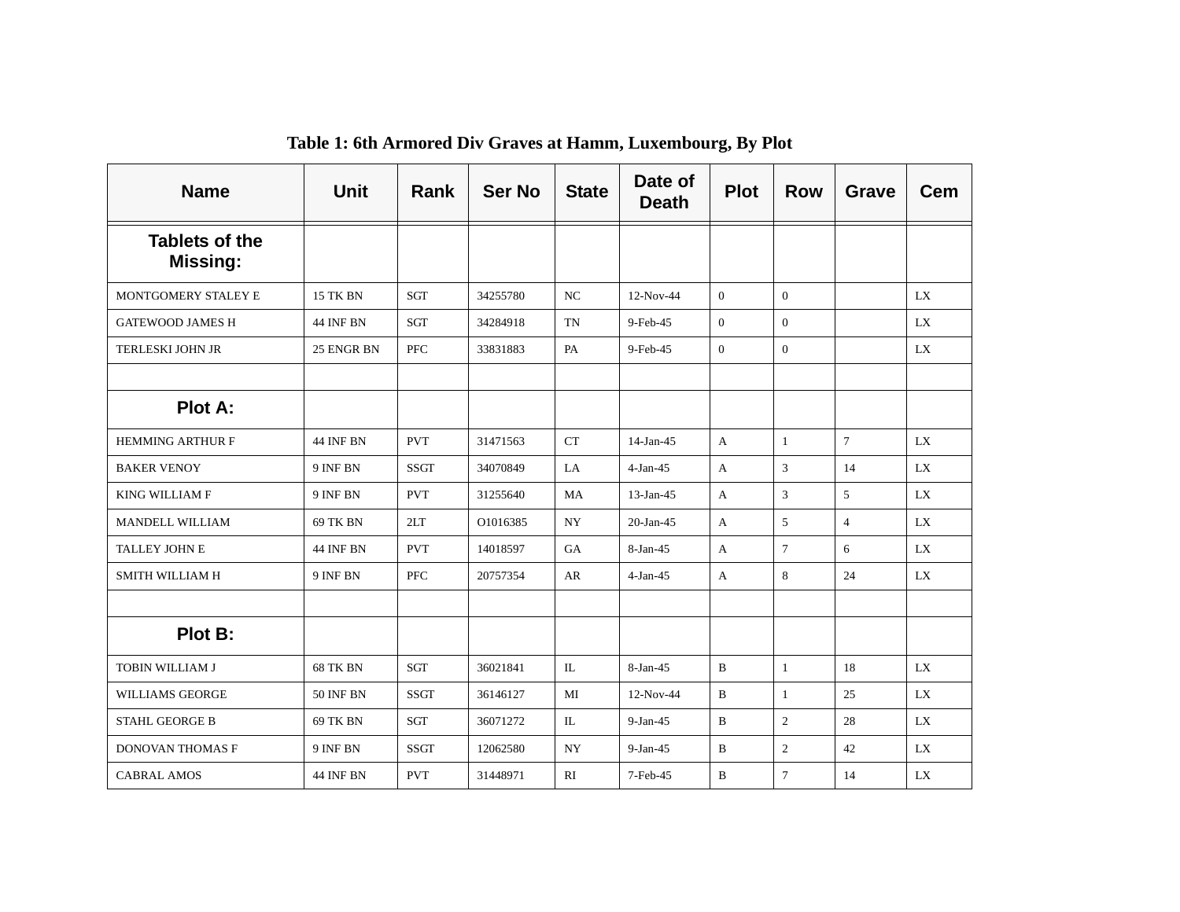**Table 1: 6th Armored Div Graves at Hamm, Luxembourg, By Plot**

| Name | Unit | Rank | Ser No | State | Date of Death | Plot | Row | Grave | Cem |
|---|---|---|---|---|---|---|---|---|---|
| **Tablets of the Missing:** | | | | | | | | | |
| MONTGOMERY STALEY E | 15 TK BN | SGT | 34255780 | NC | 12-Nov-44 | 0 | 0 | | LX |
| GATEWOOD JAMES H | 44 INF BN | SGT | 34284918 | TN | 9-Feb-45 | 0 | 0 | | LX |
| TERLESKI JOHN JR | 25 ENGR BN | PFC | 33831883 | PA | 9-Feb-45 | 0 | 0 | | LX |
| | | | | | | | | | |
| **Plot A:** | | | | | | | | | |
| HEMMING ARTHUR F | 44 INF BN | PVT | 31471563 | CT | 14-Jan-45 | A | 1 | 7 | LX |
| BAKER VENOY | 9 INF BN | SSGT | 34070849 | LA | 4-Jan-45 | A | 3 | 14 | LX |
| KING WILLIAM F | 9 INF BN | PVT | 31255640 | MA | 13-Jan-45 | A | 3 | 5 | LX |
| MANDELL WILLIAM | 69 TK BN | 2LT | O1016385 | NY | 20-Jan-45 | A | 5 | 4 | LX |
| TALLEY JOHN E | 44 INF BN | PVT | 14018597 | GA | 8-Jan-45 | A | 7 | 6 | LX |
| SMITH WILLIAM H | 9 INF BN | PFC | 20757354 | AR | 4-Jan-45 | A | 8 | 24 | LX |
| | | | | | | | | | |
| **Plot B:** | | | | | | | | | |
| TOBIN WILLIAM J | 68 TK BN | SGT | 36021841 | IL | 8-Jan-45 | B | 1 | 18 | LX |
| WILLIAMS GEORGE | 50 INF BN | SSGT | 36146127 | MI | 12-Nov-44 | B | 1 | 25 | LX |
| STAHL GEORGE B | 69 TK BN | SGT | 36071272 | IL | 9-Jan-45 | B | 2 | 28 | LX |
| DONOVAN THOMAS F | 9 INF BN | SSGT | 12062580 | NY | 9-Jan-45 | B | 2 | 42 | LX |
| CABRAL AMOS | 44 INF BN | PVT | 31448971 | RI | 7-Feb-45 | B | 7 | 14 | LX |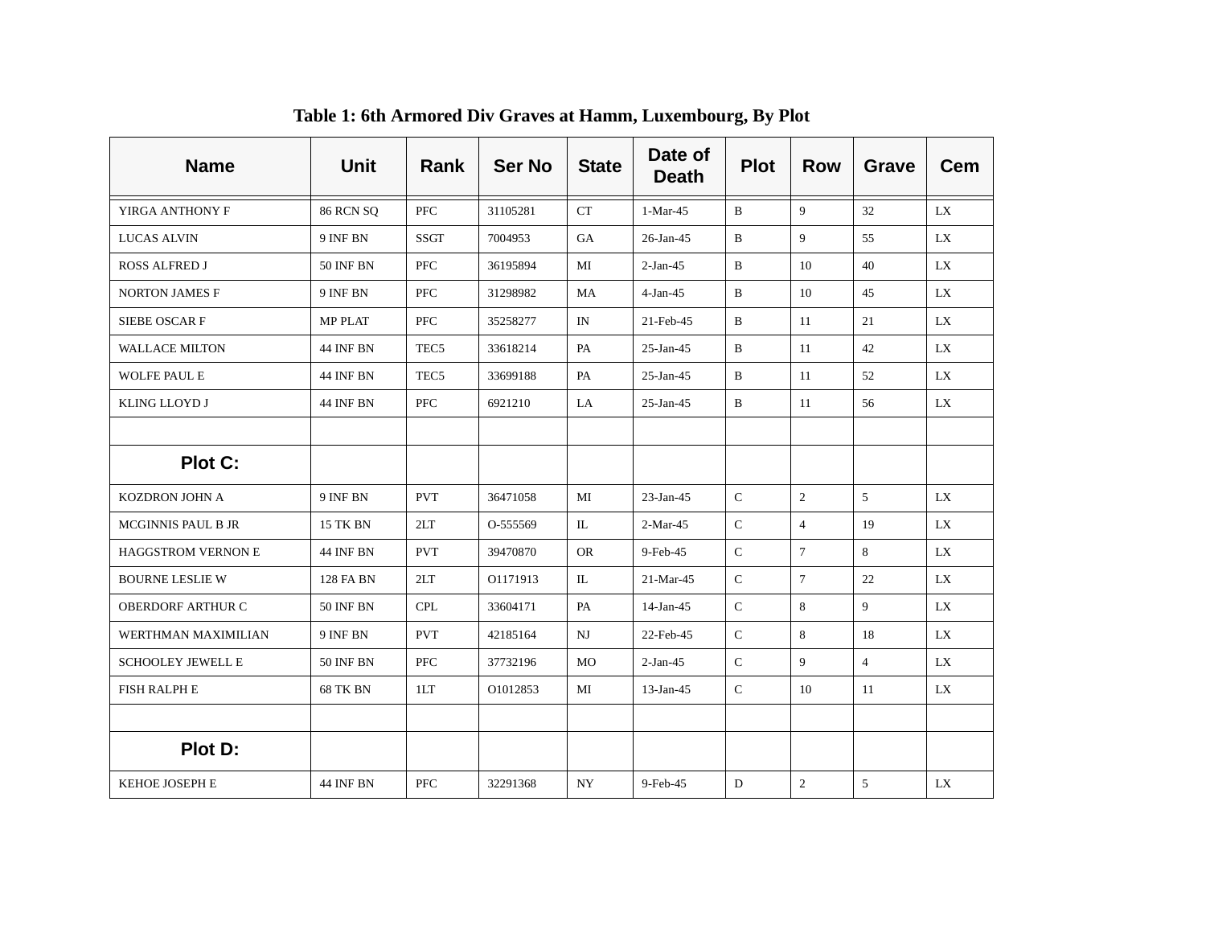**Table 1: 6th Armored Div Graves at Hamm, Luxembourg, By Plot**

| Name | Unit | Rank | Ser No | State | Date of Death | Plot | Row | Grave | Cem |
|---|---|---|---|---|---|---|---|---|---|
| YIRGA ANTHONY F | 86 RCN SQ | PFC | 31105281 | CT | 1-Mar-45 | B | 9 | 32 | LX |
| LUCAS ALVIN | 9 INF BN | SSGT | 7004953 | GA | 26-Jan-45 | B | 9 | 55 | LX |
| ROSS ALFRED J | 50 INF BN | PFC | 36195894 | MI | 2-Jan-45 | B | 10 | 40 | LX |
| NORTON JAMES F | 9 INF BN | PFC | 31298982 | MA | 4-Jan-45 | B | 10 | 45 | LX |
| SIEBE OSCAR F | MP PLAT | PFC | 35258277 | IN | 21-Feb-45 | B | 11 | 21 | LX |
| WALLACE MILTON | 44 INF BN | TEC5 | 33618214 | PA | 25-Jan-45 | B | 11 | 42 | LX |
| WOLFE PAUL E | 44 INF BN | TEC5 | 33699188 | PA | 25-Jan-45 | B | 11 | 52 | LX |
| KLING LLOYD J | 44 INF BN | PFC | 6921210 | LA | 25-Jan-45 | B | 11 | 56 | LX |
| | | | | | | | | | |
| **Plot C:** | | | | | | | | | |
| KOZDRON JOHN A | 9 INF BN | PVT | 36471058 | MI | 23-Jan-45 | C | 2 | 5 | LX |
| MCGINNIS PAUL B JR | 15 TK BN | 2LT | O-555569 | IL | 2-Mar-45 | C | 4 | 19 | LX |
| HAGGSTROM VERNON E | 44 INF BN | PVT | 39470870 | OR | 9-Feb-45 | C | 7 | 8 | LX |
| BOURNE LESLIE W | 128 FA BN | 2LT | O1171913 | IL | 21-Mar-45 | C | 7 | 22 | LX |
| OBERDORF ARTHUR C | 50 INF BN | CPL | 33604171 | PA | 14-Jan-45 | C | 8 | 9 | LX |
| WERTHMAN MAXIMILIAN | 9 INF BN | PVT | 42185164 | NJ | 22-Feb-45 | C | 8 | 18 | LX |
| SCHOOLEY JEWELL E | 50 INF BN | PFC | 37732196 | MO | 2-Jan-45 | C | 9 | 4 | LX |
| FISH RALPH E | 68 TK BN | 1LT | O1012853 | MI | 13-Jan-45 | C | 10 | 11 | LX |
| | | | | | | | | | |
| **Plot D:** | | | | | | | | | |
| KEHOE JOSEPH E | 44 INF BN | PFC | 32291368 | NY | 9-Feb-45 | D | 2 | 5 | LX |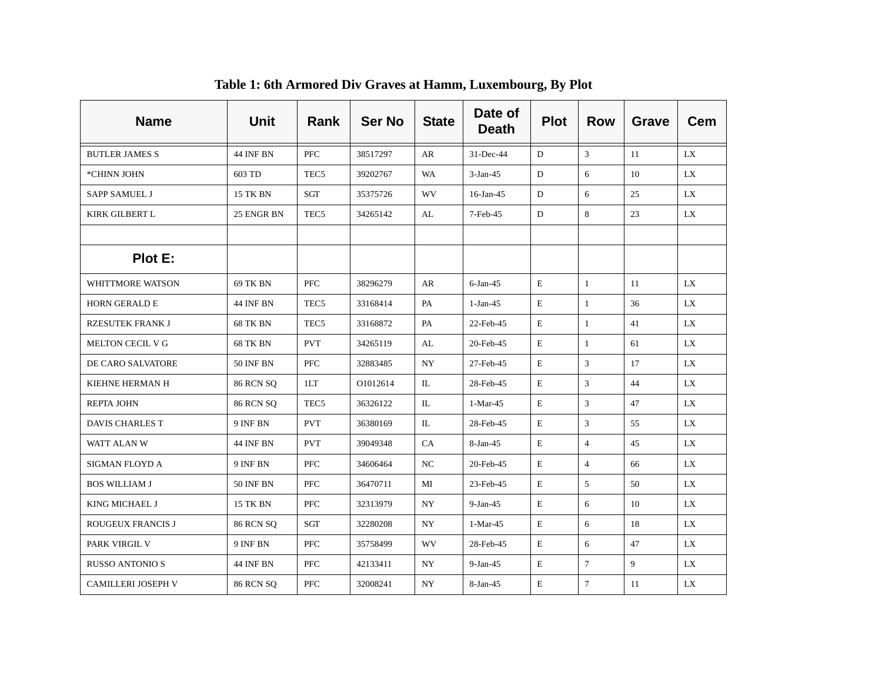### Table 1: 6th Armored Div Graves at Hamm, Luxembourg, By Plot

| Name | Unit | Rank | Ser No | State | Date of Death | Plot | Row | Grave | Cem |
|---|---|---|---|---|---|---|---|---|---|
| BUTLER JAMES S | 44 INF BN | PFC | 38517297 | AR | 31-Dec-44 | D | 3 | 11 | LX |
| *CHINN JOHN | 603 TD | TEC5 | 39202767 | WA | 3-Jan-45 | D | 6 | 10 | LX |
| SAPP SAMUEL J | 15 TK BN | SGT | 35375726 | WV | 16-Jan-45 | D | 6 | 25 | LX |
| KIRK GILBERT L | 25 ENGR BN | TEC5 | 34265142 | AL | 7-Feb-45 | D | 8 | 23 | LX |
| | | | | | | | | | |
| **Plot E:** | | | | | | | | | |
| WHITTMORE WATSON | 69 TK BN | PFC | 38296279 | AR | 6-Jan-45 | E | 1 | 11 | LX |
| HORN GERALD E | 44 INF BN | TEC5 | 33168414 | PA | 1-Jan-45 | E | 1 | 36 | LX |
| RZESUTEK FRANK J | 68 TK BN | TEC5 | 33168872 | PA | 22-Feb-45 | E | 1 | 41 | LX |
| MELTON CECIL V G | 68 TK BN | PVT | 34265119 | AL | 20-Feb-45 | E | 1 | 61 | LX |
| DE CARO SALVATORE | 50 INF BN | PFC | 32883485 | NY | 27-Feb-45 | E | 3 | 17 | LX |
| KIEHNE HERMAN H | 86 RCN SQ | 1LT | O1012614 | IL | 28-Feb-45 | E | 3 | 44 | LX |
| REPTA JOHN | 86 RCN SQ | TEC5 | 36326122 | IL | 1-Mar-45 | E | 3 | 47 | LX |
| DAVIS CHARLES T | 9 INF BN | PVT | 36380169 | IL | 28-Feb-45 | E | 3 | 55 | LX |
| WATT ALAN W | 44 INF BN | PVT | 39049348 | CA | 8-Jan-45 | E | 4 | 45 | LX |
| SIGMAN FLOYD A | 9 INF BN | PFC | 34606464 | NC | 20-Feb-45 | E | 4 | 66 | LX |
| BOS WILLIAM J | 50 INF BN | PFC | 36470711 | MI | 23-Feb-45 | E | 5 | 50 | LX |
| KING MICHAEL J | 15 TK BN | PFC | 32313979 | NY | 9-Jan-45 | E | 6 | 10 | LX |
| ROUGEUX FRANCIS J | 86 RCN SQ | SGT | 32280208 | NY | 1-Mar-45 | E | 6 | 18 | LX |
| PARK VIRGIL V | 9 INF BN | PFC | 35758499 | WV | 28-Feb-45 | E | 6 | 47 | LX |
| RUSSO ANTONIO S | 44 INF BN | PFC | 42133411 | NY | 9-Jan-45 | E | 7 | 9 | LX |
| CAMILLERI JOSEPH V | 86 RCN SQ | PFC | 32008241 | NY | 8-Jan-45 | E | 7 | 11 | LX |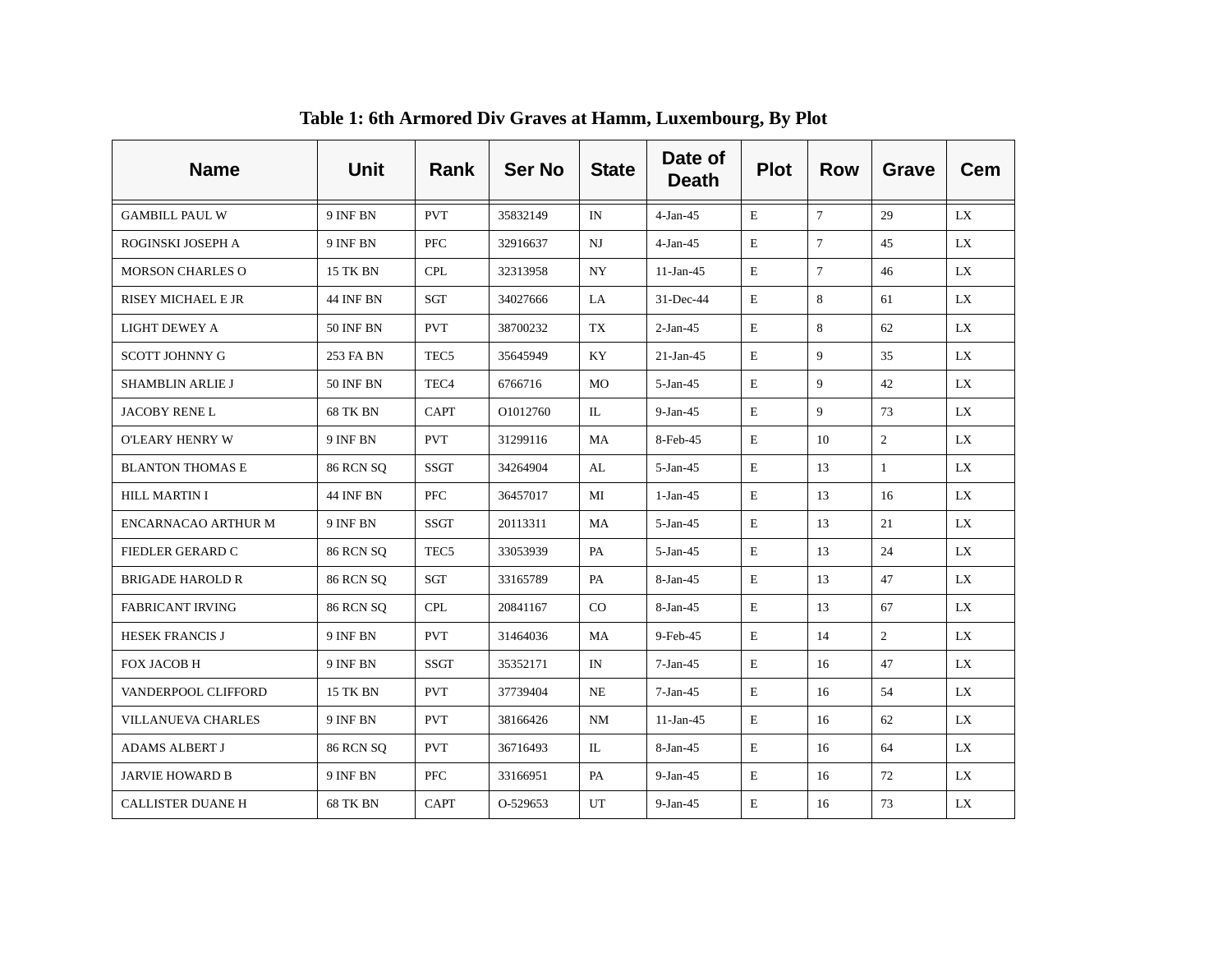**Table 1: 6th Armored Div Graves at Hamm, Luxembourg, By Plot**

| Name | Unit | Rank | Ser No | State | Date of Death | Plot | Row | Grave | Cem |
|---|---|---|---|---|---|---|---|---|---|
| GAMBILL PAUL W | 9 INF BN | PVT | 35832149 | IN | 4-Jan-45 | E | 7 | 29 | LX |
| ROGINSKI JOSEPH A | 9 INF BN | PFC | 32916637 | NJ | 4-Jan-45 | E | 7 | 45 | LX |
| MORSON CHARLES O | 15 TK BN | CPL | 32313958 | NY | 11-Jan-45 | E | 7 | 46 | LX |
| RISEY MICHAEL E JR | 44 INF BN | SGT | 34027666 | LA | 31-Dec-44 | E | 8 | 61 | LX |
| LIGHT DEWEY A | 50 INF BN | PVT | 38700232 | TX | 2-Jan-45 | E | 8 | 62 | LX |
| SCOTT JOHNNY G | 253 FA BN | TEC5 | 35645949 | KY | 21-Jan-45 | E | 9 | 35 | LX |
| SHAMBLIN ARLIE J | 50 INF BN | TEC4 | 6766716 | MO | 5-Jan-45 | E | 9 | 42 | LX |
| JACOBY RENE L | 68 TK BN | CAPT | O1012760 | IL | 9-Jan-45 | E | 9 | 73 | LX |
| O'LEARY HENRY W | 9 INF BN | PVT | 31299116 | MA | 8-Feb-45 | E | 10 | 2 | LX |
| BLANTON THOMAS E | 86 RCN SQ | SSGT | 34264904 | AL | 5-Jan-45 | E | 13 | 1 | LX |
| HILL MARTIN I | 44 INF BN | PFC | 36457017 | MI | 1-Jan-45 | E | 13 | 16 | LX |
| ENCARNACAO ARTHUR M | 9 INF BN | SSGT | 20113311 | MA | 5-Jan-45 | E | 13 | 21 | LX |
| FIEDLER GERARD C | 86 RCN SQ | TEC5 | 33053939 | PA | 5-Jan-45 | E | 13 | 24 | LX |
| BRIGADE HAROLD R | 86 RCN SQ | SGT | 33165789 | PA | 8-Jan-45 | E | 13 | 47 | LX |
| FABRICANT IRVING | 86 RCN SQ | CPL | 20841167 | CO | 8-Jan-45 | E | 13 | 67 | LX |
| HESEK FRANCIS J | 9 INF BN | PVT | 31464036 | MA | 9-Feb-45 | E | 14 | 2 | LX |
| FOX JACOB H | 9 INF BN | SSGT | 35352171 | IN | 7-Jan-45 | E | 16 | 47 | LX |
| VANDERPOOL CLIFFORD | 15 TK BN | PVT | 37739404 | NE | 7-Jan-45 | E | 16 | 54 | LX |
| VILLANUEVA CHARLES | 9 INF BN | PVT | 38166426 | NM | 11-Jan-45 | E | 16 | 62 | LX |
| ADAMS ALBERT J | 86 RCN SQ | PVT | 36716493 | IL | 8-Jan-45 | E | 16 | 64 | LX |
| JARVIE HOWARD B | 9 INF BN | PFC | 33166951 | PA | 9-Jan-45 | E | 16 | 72 | LX |
| CALLISTER DUANE H | 68 TK BN | CAPT | O-529653 | UT | 9-Jan-45 | E | 16 | 73 | LX |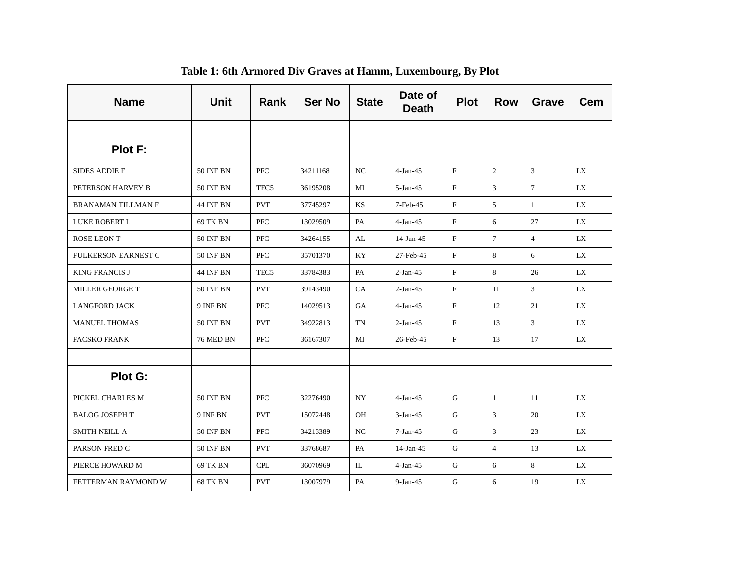**Table 1: 6th Armored Div Graves at Hamm, Luxembourg, By Plot**

| Name | Unit | Rank | Ser No | State | Date of Death | Plot | Row | Grave | Cem |
|---|---|---|---|---|---|---|---|---|---|
| | | | | | | | | | |
| **Plot F:** | | | | | | | | | |
| SIDES ADDIE F | 50 INF BN | PFC | 34211168 | NC | 4-Jan-45 | F | 2 | 3 | LX |
| PETERSON HARVEY B | 50 INF BN | TEC5 | 36195208 | MI | 5-Jan-45 | F | 3 | 7 | LX |
| BRANAMAN TILLMAN F | 44 INF BN | PVT | 37745297 | KS | 7-Feb-45 | F | 5 | 1 | LX |
| LUKE ROBERT L | 69 TK BN | PFC | 13029509 | PA | 4-Jan-45 | F | 6 | 27 | LX |
| ROSE LEON T | 50 INF BN | PFC | 34264155 | AL | 14-Jan-45 | F | 7 | 4 | LX |
| FULKERSON EARNEST C | 50 INF BN | PFC | 35701370 | KY | 27-Feb-45 | F | 8 | 6 | LX |
| KING FRANCIS J | 44 INF BN | TEC5 | 33784383 | PA | 2-Jan-45 | F | 8 | 26 | LX |
| MILLER GEORGE T | 50 INF BN | PVT | 39143490 | CA | 2-Jan-45 | F | 11 | 3 | LX |
| LANGFORD JACK | 9 INF BN | PFC | 14029513 | GA | 4-Jan-45 | F | 12 | 21 | LX |
| MANUEL THOMAS | 50 INF BN | PVT | 34922813 | TN | 2-Jan-45 | F | 13 | 3 | LX |
| FACSKO FRANK | 76 MED BN | PFC | 36167307 | MI | 26-Feb-45 | F | 13 | 17 | LX |
| | | | | | | | | | |
| **Plot G:** | | | | | | | | | |
| PICKEL CHARLES M | 50 INF BN | PFC | 32276490 | NY | 4-Jan-45 | G | 1 | 11 | LX |
| BALOG JOSEPH T | 9 INF BN | PVT | 15072448 | OH | 3-Jan-45 | G | 3 | 20 | LX |
| SMITH NEILL A | 50 INF BN | PFC | 34213389 | NC | 7-Jan-45 | G | 3 | 23 | LX |
| PARSON FRED C | 50 INF BN | PVT | 33768687 | PA | 14-Jan-45 | G | 4 | 13 | LX |
| PIERCE HOWARD M | 69 TK BN | CPL | 36070969 | IL | 4-Jan-45 | G | 6 | 8 | LX |
| FETTERMAN RAYMOND W | 68 TK BN | PVT | 13007979 | PA | 9-Jan-45 | G | 6 | 19 | LX |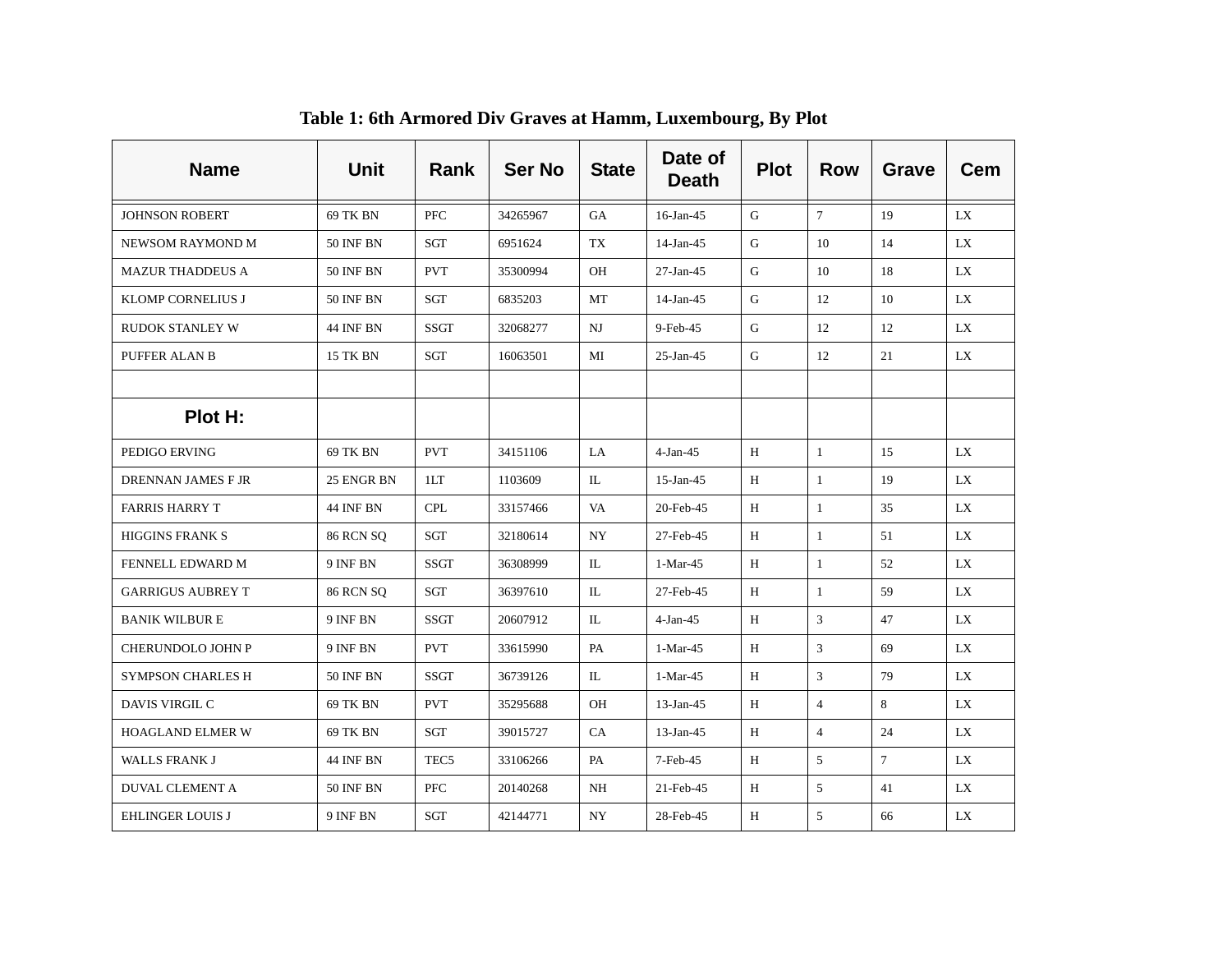**Table 1: 6th Armored Div Graves at Hamm, Luxembourg, By Plot**

| Name | Unit | Rank | Ser No | State | Date of Death | Plot | Row | Grave | Cem |
|---|---|---|---|---|---|---|---|---|---|
| JOHNSON ROBERT | 69 TK BN | PFC | 34265967 | GA | 16-Jan-45 | G | 7 | 19 | LX |
| NEWSOM RAYMOND M | 50 INF BN | SGT | 6951624 | TX | 14-Jan-45 | G | 10 | 14 | LX |
| MAZUR THADDEUS A | 50 INF BN | PVT | 35300994 | OH | 27-Jan-45 | G | 10 | 18 | LX |
| KLOMP CORNELIUS J | 50 INF BN | SGT | 6835203 | MT | 14-Jan-45 | G | 12 | 10 | LX |
| RUDOK STANLEY W | 44 INF BN | SSGT | 32068277 | NJ | 9-Feb-45 | G | 12 | 12 | LX |
| PUFFER ALAN B | 15 TK BN | SGT | 16063501 | MI | 25-Jan-45 | G | 12 | 21 | LX |
| | | | | | | | | | |
| **Plot H:** | | | | | | | | | |
| PEDIGO ERVING | 69 TK BN | PVT | 34151106 | LA | 4-Jan-45 | H | 1 | 15 | LX |
| DRENNAN JAMES F JR | 25 ENGR BN | 1LT | 1103609 | IL | 15-Jan-45 | H | 1 | 19 | LX |
| FARRIS HARRY T | 44 INF BN | CPL | 33157466 | VA | 20-Feb-45 | H | 1 | 35 | LX |
| HIGGINS FRANK S | 86 RCN SQ | SGT | 32180614 | NY | 27-Feb-45 | H | 1 | 51 | LX |
| FENNELL EDWARD M | 9 INF BN | SSGT | 36308999 | IL | 1-Mar-45 | H | 1 | 52 | LX |
| GARRIGUS AUBREY T | 86 RCN SQ | SGT | 36397610 | IL | 27-Feb-45 | H | 1 | 59 | LX |
| BANIK WILBUR E | 9 INF BN | SSGT | 20607912 | IL | 4-Jan-45 | H | 3 | 47 | LX |
| CHERUNDOLO JOHN P | 9 INF BN | PVT | 33615990 | PA | 1-Mar-45 | H | 3 | 69 | LX |
| SYMPSON CHARLES H | 50 INF BN | SSGT | 36739126 | IL | 1-Mar-45 | H | 3 | 79 | LX |
| DAVIS VIRGIL C | 69 TK BN | PVT | 35295688 | OH | 13-Jan-45 | H | 4 | 8 | LX |
| HOAGLAND ELMER W | 69 TK BN | SGT | 39015727 | CA | 13-Jan-45 | H | 4 | 24 | LX |
| WALLS FRANK J | 44 INF BN | TEC5 | 33106266 | PA | 7-Feb-45 | H | 5 | 7 | LX |
| DUVAL CLEMENT A | 50 INF BN | PFC | 20140268 | NH | 21-Feb-45 | H | 5 | 41 | LX |
| EHLINGER LOUIS J | 9 INF BN | SGT | 42144771 | NY | 28-Feb-45 | H | 5 | 66 | LX |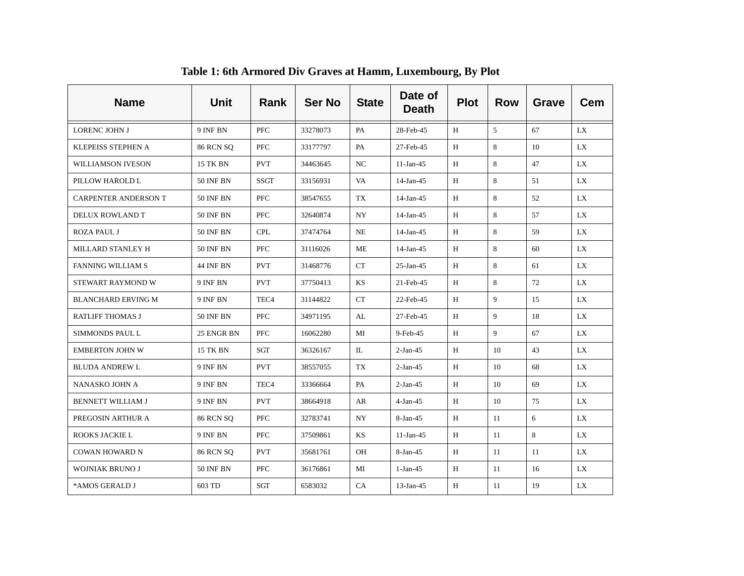**Table 1: 6th Armored Div Graves at Hamm, Luxembourg, By Plot**

| Name | Unit | Rank | Ser No | State | Date of Death | Plot | Row | Grave | Cem |
|---|---|---|---|---|---|---|---|---|---|
| LORENC JOHN J | 9 INF BN | PFC | 33278073 | PA | 28-Feb-45 | H | 5 | 67 | LX |
| KLEPEISS STEPHEN A | 86 RCN SQ | PFC | 33177797 | PA | 27-Feb-45 | H | 8 | 10 | LX |
| WILLIAMSON IVESON | 15 TK BN | PVT | 34463645 | NC | 11-Jan-45 | H | 8 | 47 | LX |
| PILLOW HAROLD L | 50 INF BN | SSGT | 33156931 | VA | 14-Jan-45 | H | 8 | 51 | LX |
| CARPENTER ANDERSON T | 50 INF BN | PFC | 38547655 | TX | 14-Jan-45 | H | 8 | 52 | LX |
| DELUX ROWLAND T | 50 INF BN | PFC | 32640874 | NY | 14-Jan-45 | H | 8 | 57 | LX |
| ROZA PAUL J | 50 INF BN | CPL | 37474764 | NE | 14-Jan-45 | H | 8 | 59 | LX |
| MILLARD STANLEY H | 50 INF BN | PFC | 31116026 | ME | 14-Jan-45 | H | 8 | 60 | LX |
| FANNING WILLIAM S | 44 INF BN | PVT | 31468776 | CT | 25-Jan-45 | H | 8 | 61 | LX |
| STEWART RAYMOND W | 9 INF BN | PVT | 37750413 | KS | 21-Feb-45 | H | 8 | 72 | LX |
| BLANCHARD ERVING M | 9 INF BN | TEC4 | 31144822 | CT | 22-Feb-45 | H | 9 | 15 | LX |
| RATLIFF THOMAS J | 50 INF BN | PFC | 34971195 | AL | 27-Feb-45 | H | 9 | 18 | LX |
| SIMMONDS PAUL L | 25 ENGR BN | PFC | 16062280 | MI | 9-Feb-45 | H | 9 | 67 | LX |
| EMBERTON JOHN W | 15 TK BN | SGT | 36326167 | IL | 2-Jan-45 | H | 10 | 43 | LX |
| BLUDA ANDREW L | 9 INF BN | PVT | 38557055 | TX | 2-Jan-45 | H | 10 | 68 | LX |
| NANASKO JOHN A | 9 INF BN | TEC4 | 33366664 | PA | 2-Jan-45 | H | 10 | 69 | LX |
| BENNETT WILLIAM J | 9 INF BN | PVT | 38664918 | AR | 4-Jan-45 | H | 10 | 75 | LX |
| PREGOSIN ARTHUR A | 86 RCN SQ | PFC | 32783741 | NY | 8-Jan-45 | H | 11 | 6 | LX |
| ROOKS JACKIE L | 9 INF BN | PFC | 37509861 | KS | 11-Jan-45 | H | 11 | 8 | LX |
| COWAN HOWARD N | 86 RCN SQ | PVT | 35681761 | OH | 8-Jan-45 | H | 11 | 11 | LX |
| WOJNIAK BRUNO J | 50 INF BN | PFC | 36176861 | MI | 1-Jan-45 | H | 11 | 16 | LX |
| *AMOS GERALD J | 603 TD | SGT | 6583032 | CA | 13-Jan-45 | H | 11 | 19 | LX |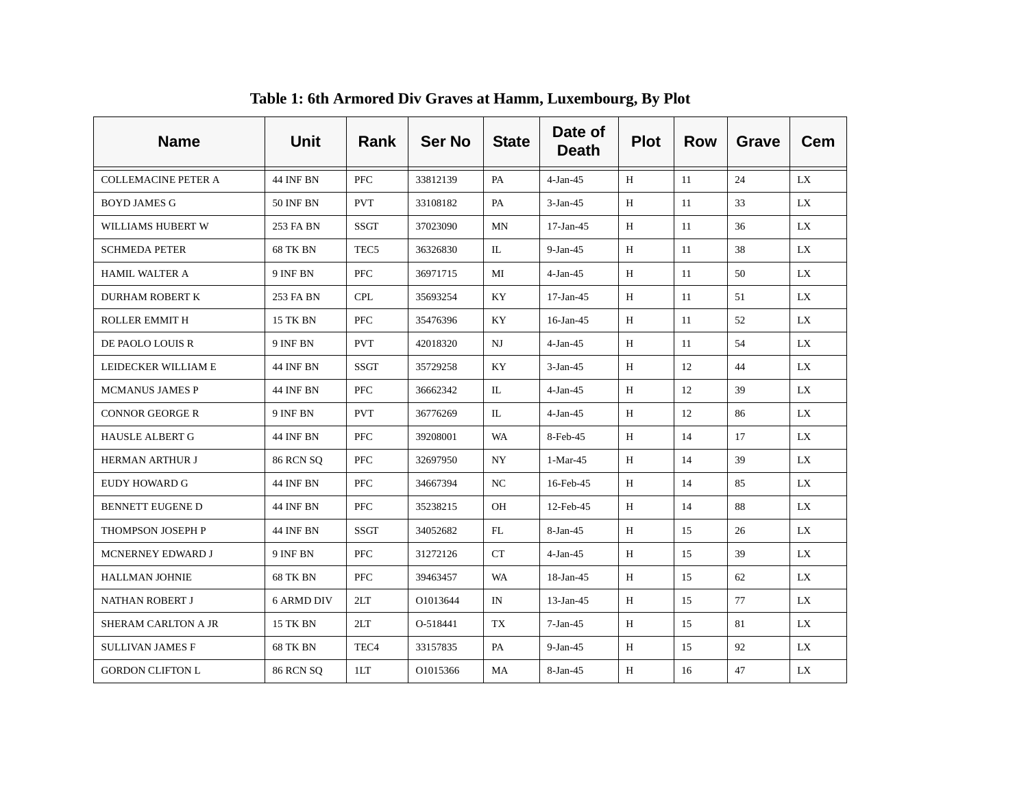**Table 1: 6th Armored Div Graves at Hamm, Luxembourg, By Plot**

| Name | Unit | Rank | Ser No | State | Date of Death | Plot | Row | Grave | Cem |
|---|---|---|---|---|---|---|---|---|---|
| COLLEMACINE PETER A | 44 INF BN | PFC | 33812139 | PA | 4-Jan-45 | H | 11 | 24 | LX |
| BOYD JAMES G | 50 INF BN | PVT | 33108182 | PA | 3-Jan-45 | H | 11 | 33 | LX |
| WILLIAMS HUBERT W | 253 FA BN | SSGT | 37023090 | MN | 17-Jan-45 | H | 11 | 36 | LX |
| SCHMEDA PETER | 68 TK BN | TEC5 | 36326830 | IL | 9-Jan-45 | H | 11 | 38 | LX |
| HAMIL WALTER A | 9 INF BN | PFC | 36971715 | MI | 4-Jan-45 | H | 11 | 50 | LX |
| DURHAM ROBERT K | 253 FA BN | CPL | 35693254 | KY | 17-Jan-45 | H | 11 | 51 | LX |
| ROLLER EMMIT H | 15 TK BN | PFC | 35476396 | KY | 16-Jan-45 | H | 11 | 52 | LX |
| DE PAOLO LOUIS R | 9 INF BN | PVT | 42018320 | NJ | 4-Jan-45 | H | 11 | 54 | LX |
| LEIDECKER WILLIAM E | 44 INF BN | SSGT | 35729258 | KY | 3-Jan-45 | H | 12 | 44 | LX |
| MCMANUS JAMES P | 44 INF BN | PFC | 36662342 | IL | 4-Jan-45 | H | 12 | 39 | LX |
| CONNOR GEORGE R | 9 INF BN | PVT | 36776269 | IL | 4-Jan-45 | H | 12 | 86 | LX |
| HAUSLE ALBERT G | 44 INF BN | PFC | 39208001 | WA | 8-Feb-45 | H | 14 | 17 | LX |
| HERMAN ARTHUR J | 86 RCN SQ | PFC | 32697950 | NY | 1-Mar-45 | H | 14 | 39 | LX |
| EUDY HOWARD G | 44 INF BN | PFC | 34667394 | NC | 16-Feb-45 | H | 14 | 85 | LX |
| BENNETT EUGENE D | 44 INF BN | PFC | 35238215 | OH | 12-Feb-45 | H | 14 | 88 | LX |
| THOMPSON JOSEPH P | 44 INF BN | SSGT | 34052682 | FL | 8-Jan-45 | H | 15 | 26 | LX |
| MCNERNEY EDWARD J | 9 INF BN | PFC | 31272126 | CT | 4-Jan-45 | H | 15 | 39 | LX |
| HALLMAN JOHNIE | 68 TK BN | PFC | 39463457 | WA | 18-Jan-45 | H | 15 | 62 | LX |
| NATHAN ROBERT J | 6 ARMD DIV | 2LT | O1013644 | IN | 13-Jan-45 | H | 15 | 77 | LX |
| SHERAM CARLTON A JR | 15 TK BN | 2LT | O-518441 | TX | 7-Jan-45 | H | 15 | 81 | LX |
| SULLIVAN JAMES F | 68 TK BN | TEC4 | 33157835 | PA | 9-Jan-45 | H | 15 | 92 | LX |
| GORDON CLIFTON L | 86 RCN SQ | 1LT | O1015366 | MA | 8-Jan-45 | H | 16 | 47 | LX |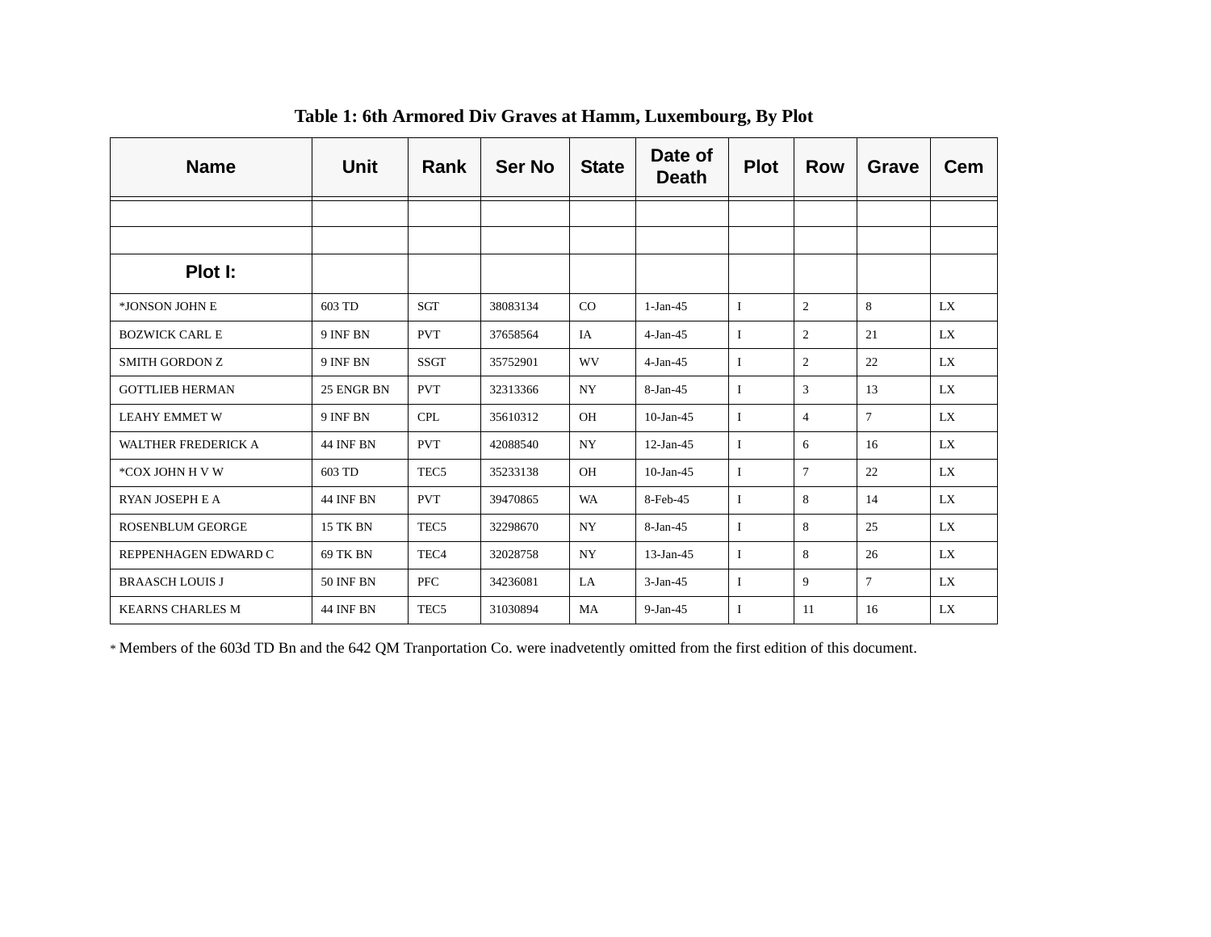**Table 1: 6th Armored Div Graves at Hamm, Luxembourg, By Plot**

| Name | Unit | Rank | Ser No | State | Date of Death | Plot | Row | Grave | Cem |
|---|---|---|---|---|---|---|---|---|---|
| | | | | | | | | | |
| | | | | | | | | | |
| **Plot I:** | | | | | | | | | |
| *JONSON JOHN E | 603 TD | SGT | 38083134 | CO | 1-Jan-45 | I | 2 | 8 | LX |
| BOZWICK CARL E | 9 INF BN | PVT | 37658564 | IA | 4-Jan-45 | I | 2 | 21 | LX |
| SMITH GORDON Z | 9 INF BN | SSGT | 35752901 | WV | 4-Jan-45 | I | 2 | 22 | LX |
| GOTTLIEB HERMAN | 25 ENGR BN | PVT | 32313366 | NY | 8-Jan-45 | I | 3 | 13 | LX |
| LEAHY EMMET W | 9 INF BN | CPL | 35610312 | OH | 10-Jan-45 | I | 4 | 7 | LX |
| WALTHER FREDERICK A | 44 INF BN | PVT | 42088540 | NY | 12-Jan-45 | I | 6 | 16 | LX |
| *COX JOHN H V W | 603 TD | TEC5 | 35233138 | OH | 10-Jan-45 | I | 7 | 22 | LX |
| RYAN JOSEPH E A | 44 INF BN | PVT | 39470865 | WA | 8-Feb-45 | I | 8 | 14 | LX |
| ROSENBLUM GEORGE | 15 TK BN | TEC5 | 32298670 | NY | 8-Jan-45 | I | 8 | 25 | LX |
| REPPENHAGEN EDWARD C | 69 TK BN | TEC4 | 32028758 | NY | 13-Jan-45 | I | 8 | 26 | LX |
| BRAASCH LOUIS J | 50 INF BN | PFC | 34236081 | LA | 3-Jan-45 | I | 9 | 7 | LX |
| KEARNS CHARLES M | 44 INF BN | TEC5 | 31030894 | MA | 9-Jan-45 | I | 11 | 16 | LX |

* Members of the 603d TD Bn and the 642 QM Tranportation Co. were inadvetently omitted from the first edition of this document.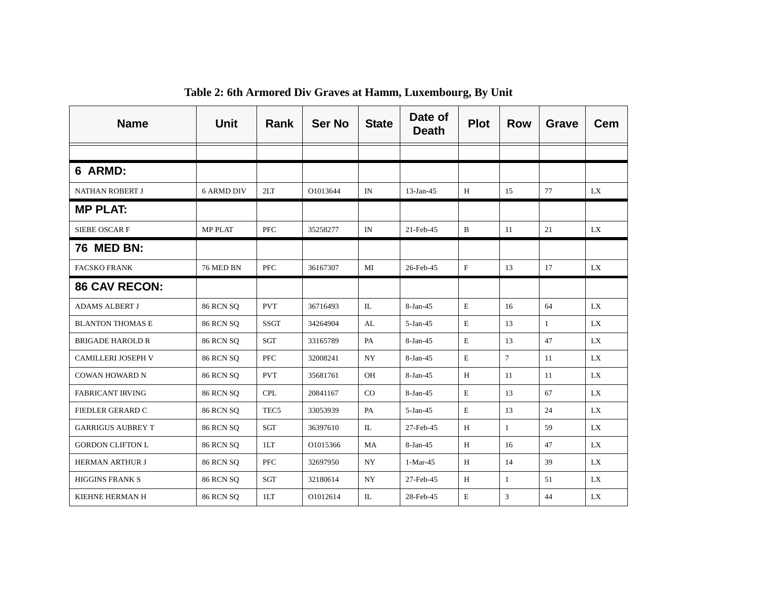**Table 2: 6th Armored Div Graves at Hamm, Luxembourg, By Unit**

| Name | Unit | Rank | Ser No | State | Date of Death | Plot | Row | Grave | Cem |
|---|---|---|---|---|---|---|---|---|---|
| | | | | | | | | | |
| **6 ARMD:** | | | | | | | | | |
| NATHAN ROBERT J | 6 ARMD DIV | 2LT | O1013644 | IN | 13-Jan-45 | H | 15 | 77 | LX |
| **MP PLAT:** | | | | | | | | | |
| SIEBE OSCAR F | MP PLAT | PFC | 35258277 | IN | 21-Feb-45 | B | 11 | 21 | LX |
| **76 MED BN:** | | | | | | | | | |
| FACSKO FRANK | 76 MED BN | PFC | 36167307 | MI | 26-Feb-45 | F | 13 | 17 | LX |
| **86 CAV RECON:** | | | | | | | | | |
| ADAMS ALBERT J | 86 RCN SQ | PVT | 36716493 | IL | 8-Jan-45 | E | 16 | 64 | LX |
| BLANTON THOMAS E | 86 RCN SQ | SSGT | 34264904 | AL | 5-Jan-45 | E | 13 | 1 | LX |
| BRIGADE HAROLD R | 86 RCN SQ | SGT | 33165789 | PA | 8-Jan-45 | E | 13 | 47 | LX |
| CAMILLERI JOSEPH V | 86 RCN SQ | PFC | 32008241 | NY | 8-Jan-45 | E | 7 | 11 | LX |
| COWAN HOWARD N | 86 RCN SQ | PVT | 35681761 | OH | 8-Jan-45 | H | 11 | 11 | LX |
| FABRICANT IRVING | 86 RCN SQ | CPL | 20841167 | CO | 8-Jan-45 | E | 13 | 67 | LX |
| FIEDLER GERARD C | 86 RCN SQ | TEC5 | 33053939 | PA | 5-Jan-45 | E | 13 | 24 | LX |
| GARRIGUS AUBREY T | 86 RCN SQ | SGT | 36397610 | IL | 27-Feb-45 | H | 1 | 59 | LX |
| GORDON CLIFTON L | 86 RCN SQ | 1LT | O1015366 | MA | 8-Jan-45 | H | 16 | 47 | LX |
| HERMAN ARTHUR J | 86 RCN SQ | PFC | 32697950 | NY | 1-Mar-45 | H | 14 | 39 | LX |
| HIGGINS FRANK S | 86 RCN SQ | SGT | 32180614 | NY | 27-Feb-45 | H | 1 | 51 | LX |
| KIEHNE HERMAN H | 86 RCN SQ | 1LT | O1012614 | IL | 28-Feb-45 | E | 3 | 44 | LX |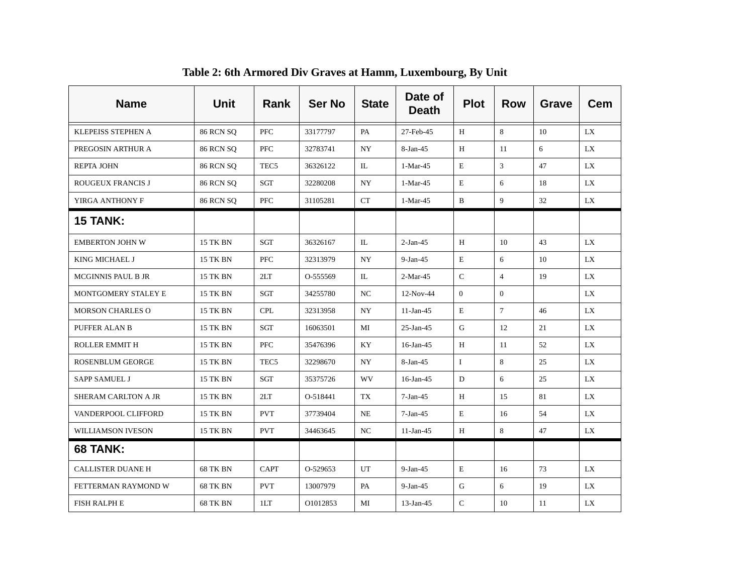**Table 2: 6th Armored Div Graves at Hamm, Luxembourg, By Unit**

| Name | Unit | Rank | Ser No | State | Date of Death | Plot | Row | Grave | Cem |
|---|---|---|---|---|---|---|---|---|---|
| KLEPEISS STEPHEN A | 86 RCN SQ | PFC | 33177797 | PA | 27-Feb-45 | H | 8 | 10 | LX |
| PREGOSIN ARTHUR A | 86 RCN SQ | PFC | 32783741 | NY | 8-Jan-45 | H | 11 | 6 | LX |
| REPTA JOHN | 86 RCN SQ | TEC5 | 36326122 | IL | 1-Mar-45 | E | 3 | 47 | LX |
| ROUGEUX FRANCIS J | 86 RCN SQ | SGT | 32280208 | NY | 1-Mar-45 | E | 6 | 18 | LX |
| YIRGA ANTHONY F | 86 RCN SQ | PFC | 31105281 | CT | 1-Mar-45 | B | 9 | 32 | LX |
| **15 TANK:** | | | | | | | | | |
| EMBERTON JOHN W | 15 TK BN | SGT | 36326167 | IL | 2-Jan-45 | H | 10 | 43 | LX |
| KING MICHAEL J | 15 TK BN | PFC | 32313979 | NY | 9-Jan-45 | E | 6 | 10 | LX |
| MCGINNIS PAUL B JR | 15 TK BN | 2LT | O-555569 | IL | 2-Mar-45 | C | 4 | 19 | LX |
| MONTGOMERY STALEY E | 15 TK BN | SGT | 34255780 | NC | 12-Nov-44 | 0 | 0 | | LX |
| MORSON CHARLES O | 15 TK BN | CPL | 32313958 | NY | 11-Jan-45 | E | 7 | 46 | LX |
| PUFFER ALAN B | 15 TK BN | SGT | 16063501 | MI | 25-Jan-45 | G | 12 | 21 | LX |
| ROLLER EMMIT H | 15 TK BN | PFC | 35476396 | KY | 16-Jan-45 | H | 11 | 52 | LX |
| ROSENBLUM GEORGE | 15 TK BN | TEC5 | 32298670 | NY | 8-Jan-45 | I | 8 | 25 | LX |
| SAPP SAMUEL J | 15 TK BN | SGT | 35375726 | WV | 16-Jan-45 | D | 6 | 25 | LX |
| SHERAM CARLTON A JR | 15 TK BN | 2LT | O-518441 | TX | 7-Jan-45 | H | 15 | 81 | LX |
| VANDERPOOL CLIFFORD | 15 TK BN | PVT | 37739404 | NE | 7-Jan-45 | E | 16 | 54 | LX |
| WILLIAMSON IVESON | 15 TK BN | PVT | 34463645 | NC | 11-Jan-45 | H | 8 | 47 | LX |
| **68 TANK:** | | | | | | | | | |
| CALLISTER DUANE H | 68 TK BN | CAPT | O-529653 | UT | 9-Jan-45 | E | 16 | 73 | LX |
| FETTERMAN RAYMOND W | 68 TK BN | PVT | 13007979 | PA | 9-Jan-45 | G | 6 | 19 | LX |
| FISH RALPH E | 68 TK BN | 1LT | O1012853 | MI | 13-Jan-45 | C | 10 | 11 | LX |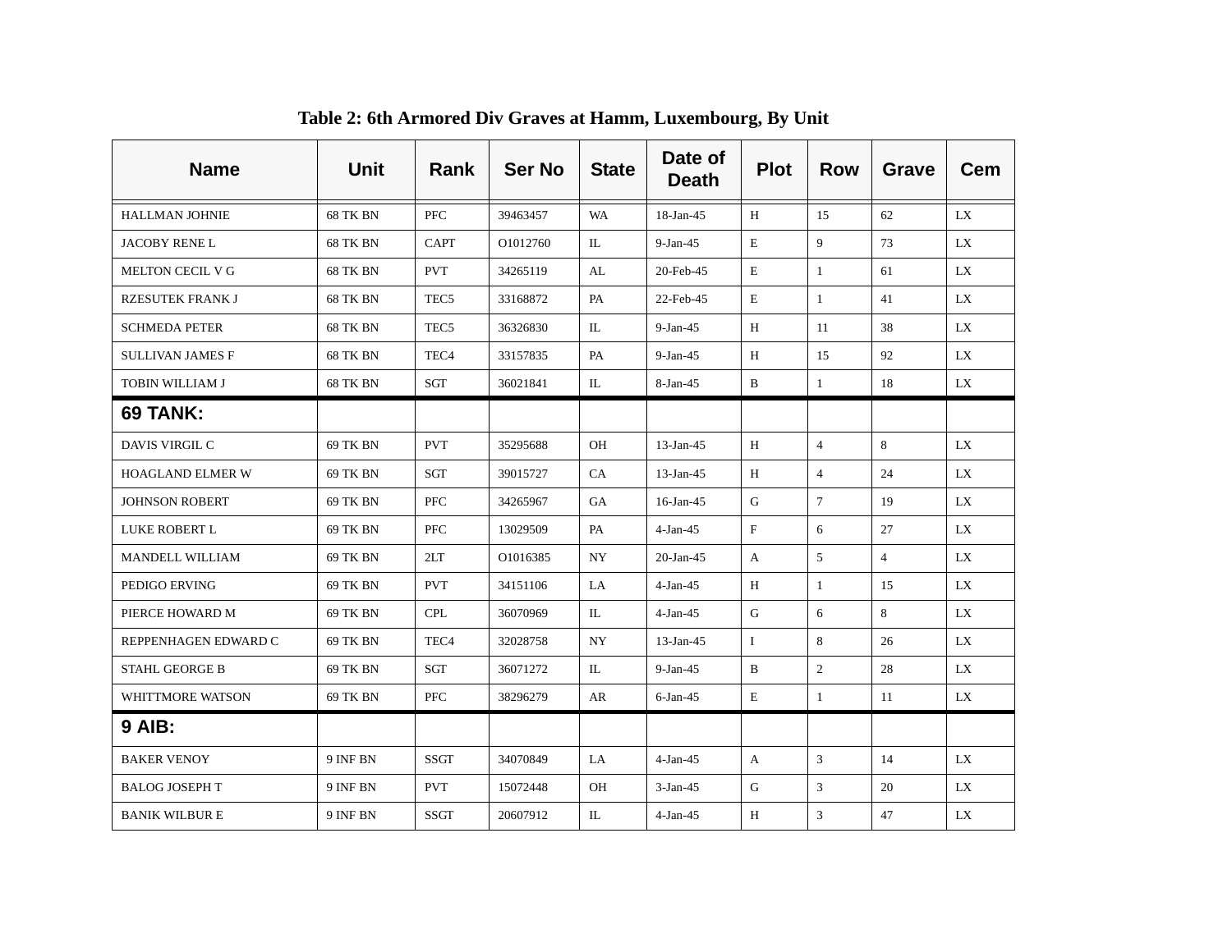**Table 2: 6th Armored Div Graves at Hamm, Luxembourg, By Unit**

| Name | Unit | Rank | Ser No | State | Date of Death | Plot | Row | Grave | Cem |
|---|---|---|---|---|---|---|---|---|---|
| HALLMAN JOHNIE | 68 TK BN | PFC | 39463457 | WA | 18-Jan-45 | H | 15 | 62 | LX |
| JACOBY RENE L | 68 TK BN | CAPT | O1012760 | IL | 9-Jan-45 | E | 9 | 73 | LX |
| MELTON CECIL V G | 68 TK BN | PVT | 34265119 | AL | 20-Feb-45 | E | 1 | 61 | LX |
| RZESUTEK FRANK J | 68 TK BN | TEC5 | 33168872 | PA | 22-Feb-45 | E | 1 | 41 | LX |
| SCHMEDA PETER | 68 TK BN | TEC5 | 36326830 | IL | 9-Jan-45 | H | 11 | 38 | LX |
| SULLIVAN JAMES F | 68 TK BN | TEC4 | 33157835 | PA | 9-Jan-45 | H | 15 | 92 | LX |
| TOBIN WILLIAM J | 68 TK BN | SGT | 36021841 | IL | 8-Jan-45 | B | 1 | 18 | LX |
| **69 TANK:** | | | | | | | | | |
| DAVIS VIRGIL C | 69 TK BN | PVT | 35295688 | OH | 13-Jan-45 | H | 4 | 8 | LX |
| HOAGLAND ELMER W | 69 TK BN | SGT | 39015727 | CA | 13-Jan-45 | H | 4 | 24 | LX |
| JOHNSON ROBERT | 69 TK BN | PFC | 34265967 | GA | 16-Jan-45 | G | 7 | 19 | LX |
| LUKE ROBERT L | 69 TK BN | PFC | 13029509 | PA | 4-Jan-45 | F | 6 | 27 | LX |
| MANDELL WILLIAM | 69 TK BN | 2LT | O1016385 | NY | 20-Jan-45 | A | 5 | 4 | LX |
| PEDIGO ERVING | 69 TK BN | PVT | 34151106 | LA | 4-Jan-45 | H | 1 | 15 | LX |
| PIERCE HOWARD M | 69 TK BN | CPL | 36070969 | IL | 4-Jan-45 | G | 6 | 8 | LX |
| REPPENHAGEN EDWARD C | 69 TK BN | TEC4 | 32028758 | NY | 13-Jan-45 | I | 8 | 26 | LX |
| STAHL GEORGE B | 69 TK BN | SGT | 36071272 | IL | 9-Jan-45 | B | 2 | 28 | LX |
| WHITTMORE WATSON | 69 TK BN | PFC | 38296279 | AR | 6-Jan-45 | E | 1 | 11 | LX |
| **9 AIB:** | | | | | | | | | |
| BAKER VENOY | 9 INF BN | SSGT | 34070849 | LA | 4-Jan-45 | A | 3 | 14 | LX |
| BALOG JOSEPH T | 9 INF BN | PVT | 15072448 | OH | 3-Jan-45 | G | 3 | 20 | LX |
| BANIK WILBUR E | 9 INF BN | SSGT | 20607912 | IL | 4-Jan-45 | H | 3 | 47 | LX |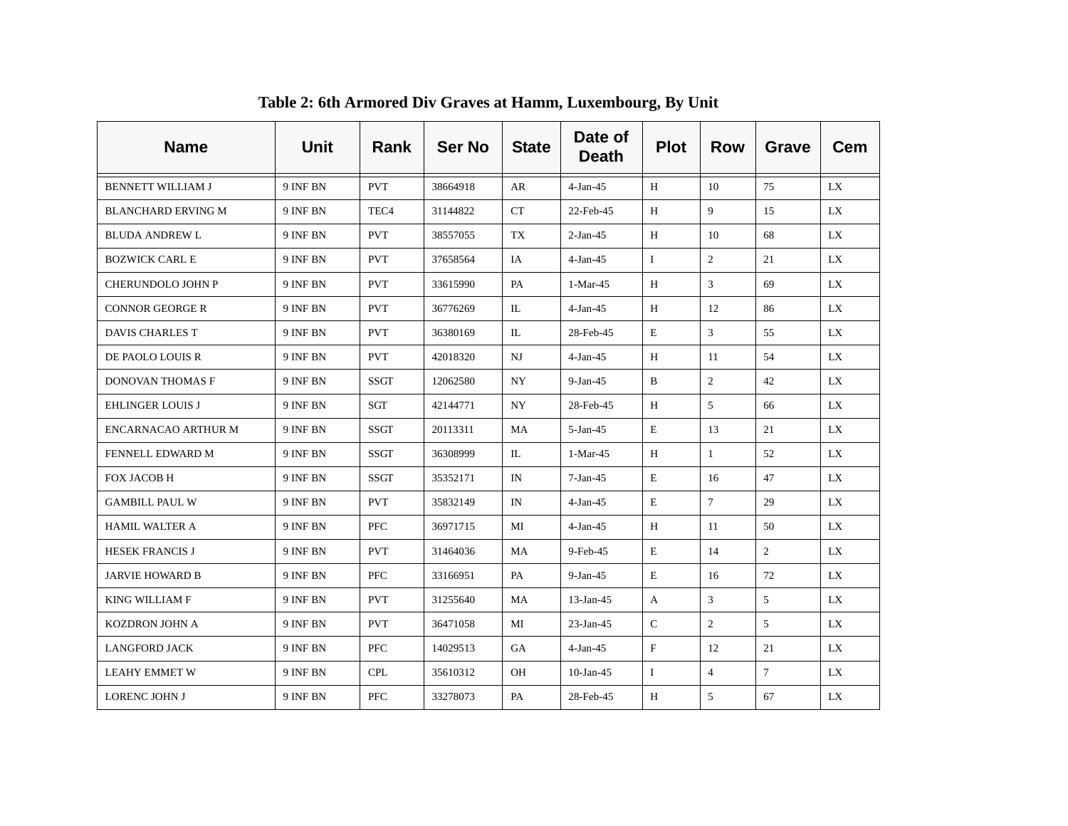**Table 2: 6th Armored Div Graves at Hamm, Luxembourg, By Unit**

| Name | Unit | Rank | Ser No | State | Date of Death | Plot | Row | Grave | Cem |
|---|---|---|---|---|---|---|---|---|---|
| BENNETT WILLIAM J | 9 INF BN | PVT | 38664918 | AR | 4-Jan-45 | H | 10 | 75 | LX |
| BLANCHARD ERVING M | 9 INF BN | TEC4 | 31144822 | CT | 22-Feb-45 | H | 9 | 15 | LX |
| BLUDA ANDREW L | 9 INF BN | PVT | 38557055 | TX | 2-Jan-45 | H | 10 | 68 | LX |
| BOZWICK CARL E | 9 INF BN | PVT | 37658564 | IA | 4-Jan-45 | I | 2 | 21 | LX |
| CHERUNDOLO JOHN P | 9 INF BN | PVT | 33615990 | PA | 1-Mar-45 | H | 3 | 69 | LX |
| CONNOR GEORGE R | 9 INF BN | PVT | 36776269 | IL | 4-Jan-45 | H | 12 | 86 | LX |
| DAVIS CHARLES T | 9 INF BN | PVT | 36380169 | IL | 28-Feb-45 | E | 3 | 55 | LX |
| DE PAOLO LOUIS R | 9 INF BN | PVT | 42018320 | NJ | 4-Jan-45 | H | 11 | 54 | LX |
| DONOVAN THOMAS F | 9 INF BN | SSGT | 12062580 | NY | 9-Jan-45 | B | 2 | 42 | LX |
| EHLINGER LOUIS J | 9 INF BN | SGT | 42144771 | NY | 28-Feb-45 | H | 5 | 66 | LX |
| ENCARNACAO ARTHUR M | 9 INF BN | SSGT | 20113311 | MA | 5-Jan-45 | E | 13 | 21 | LX |
| FENNELL EDWARD M | 9 INF BN | SSGT | 36308999 | IL | 1-Mar-45 | H | 1 | 52 | LX |
| FOX JACOB H | 9 INF BN | SSGT | 35352171 | IN | 7-Jan-45 | E | 16 | 47 | LX |
| GAMBILL PAUL W | 9 INF BN | PVT | 35832149 | IN | 4-Jan-45 | E | 7 | 29 | LX |
| HAMIL WALTER A | 9 INF BN | PFC | 36971715 | MI | 4-Jan-45 | H | 11 | 50 | LX |
| HESEK FRANCIS J | 9 INF BN | PVT | 31464036 | MA | 9-Feb-45 | E | 14 | 2 | LX |
| JARVIE HOWARD B | 9 INF BN | PFC | 33166951 | PA | 9-Jan-45 | E | 16 | 72 | LX |
| KING WILLIAM F | 9 INF BN | PVT | 31255640 | MA | 13-Jan-45 | A | 3 | 5 | LX |
| KOZDRON JOHN A | 9 INF BN | PVT | 36471058 | MI | 23-Jan-45 | C | 2 | 5 | LX |
| LANGFORD JACK | 9 INF BN | PFC | 14029513 | GA | 4-Jan-45 | F | 12 | 21 | LX |
| LEAHY EMMET W | 9 INF BN | CPL | 35610312 | OH | 10-Jan-45 | I | 4 | 7 | LX |
| LORENC JOHN J | 9 INF BN | PFC | 33278073 | PA | 28-Feb-45 | H | 5 | 67 | LX |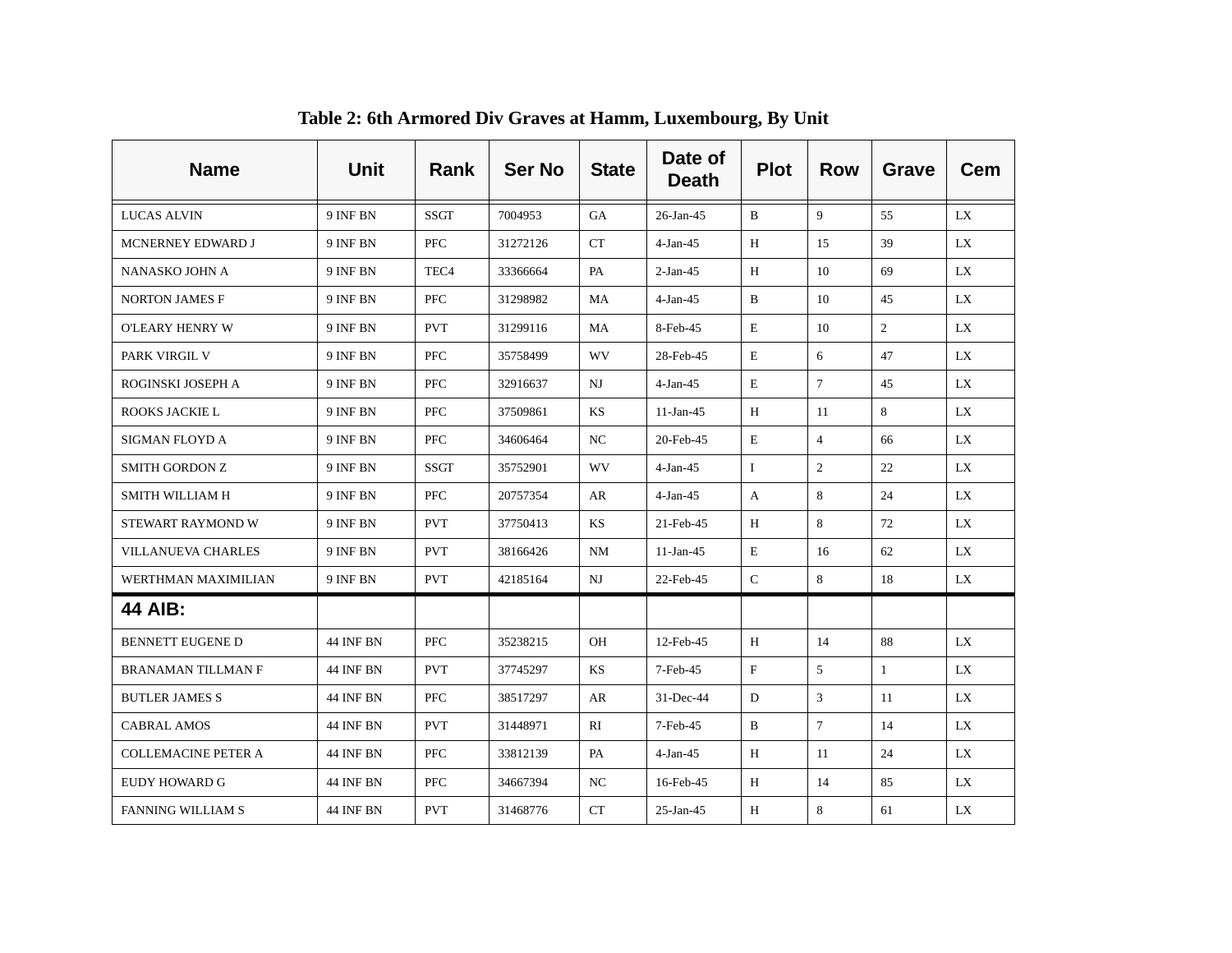**Table 2: 6th Armored Div Graves at Hamm, Luxembourg, By Unit**

| Name | Unit | Rank | Ser No | State | Date of Death | Plot | Row | Grave | Cem |
|---|---|---|---|---|---|---|---|---|---|
| LUCAS ALVIN | 9 INF BN | SSGT | 7004953 | GA | 26-Jan-45 | B | 9 | 55 | LX |
| MCNERNEY EDWARD J | 9 INF BN | PFC | 31272126 | CT | 4-Jan-45 | H | 15 | 39 | LX |
| NANASKO JOHN A | 9 INF BN | TEC4 | 33366664 | PA | 2-Jan-45 | H | 10 | 69 | LX |
| NORTON JAMES F | 9 INF BN | PFC | 31298982 | MA | 4-Jan-45 | B | 10 | 45 | LX |
| O'LEARY HENRY W | 9 INF BN | PVT | 31299116 | MA | 8-Feb-45 | E | 10 | 2 | LX |
| PARK VIRGIL V | 9 INF BN | PFC | 35758499 | WV | 28-Feb-45 | E | 6 | 47 | LX |
| ROGINSKI JOSEPH A | 9 INF BN | PFC | 32916637 | NJ | 4-Jan-45 | E | 7 | 45 | LX |
| ROOKS JACKIE L | 9 INF BN | PFC | 37509861 | KS | 11-Jan-45 | H | 11 | 8 | LX |
| SIGMAN FLOYD A | 9 INF BN | PFC | 34606464 | NC | 20-Feb-45 | E | 4 | 66 | LX |
| SMITH GORDON Z | 9 INF BN | SSGT | 35752901 | WV | 4-Jan-45 | I | 2 | 22 | LX |
| SMITH WILLIAM H | 9 INF BN | PFC | 20757354 | AR | 4-Jan-45 | A | 8 | 24 | LX |
| STEWART RAYMOND W | 9 INF BN | PVT | 37750413 | KS | 21-Feb-45 | H | 8 | 72 | LX |
| VILLANUEVA CHARLES | 9 INF BN | PVT | 38166426 | NM | 11-Jan-45 | E | 16 | 62 | LX |
| WERTHMAN MAXIMILIAN | 9 INF BN | PVT | 42185164 | NJ | 22-Feb-45 | C | 8 | 18 | LX |
| **44 AIB:** | | | | | | | | | |
| BENNETT EUGENE D | 44 INF BN | PFC | 35238215 | OH | 12-Feb-45 | H | 14 | 88 | LX |
| BRANAMAN TILLMAN F | 44 INF BN | PVT | 37745297 | KS | 7-Feb-45 | F | 5 | 1 | LX |
| BUTLER JAMES S | 44 INF BN | PFC | 38517297 | AR | 31-Dec-44 | D | 3 | 11 | LX |
| CABRAL AMOS | 44 INF BN | PVT | 31448971 | RI | 7-Feb-45 | B | 7 | 14 | LX |
| COLLEMACINE PETER A | 44 INF BN | PFC | 33812139 | PA | 4-Jan-45 | H | 11 | 24 | LX |
| EUDY HOWARD G | 44 INF BN | PFC | 34667394 | NC | 16-Feb-45 | H | 14 | 85 | LX |
| FANNING WILLIAM S | 44 INF BN | PVT | 31468776 | CT | 25-Jan-45 | H | 8 | 61 | LX |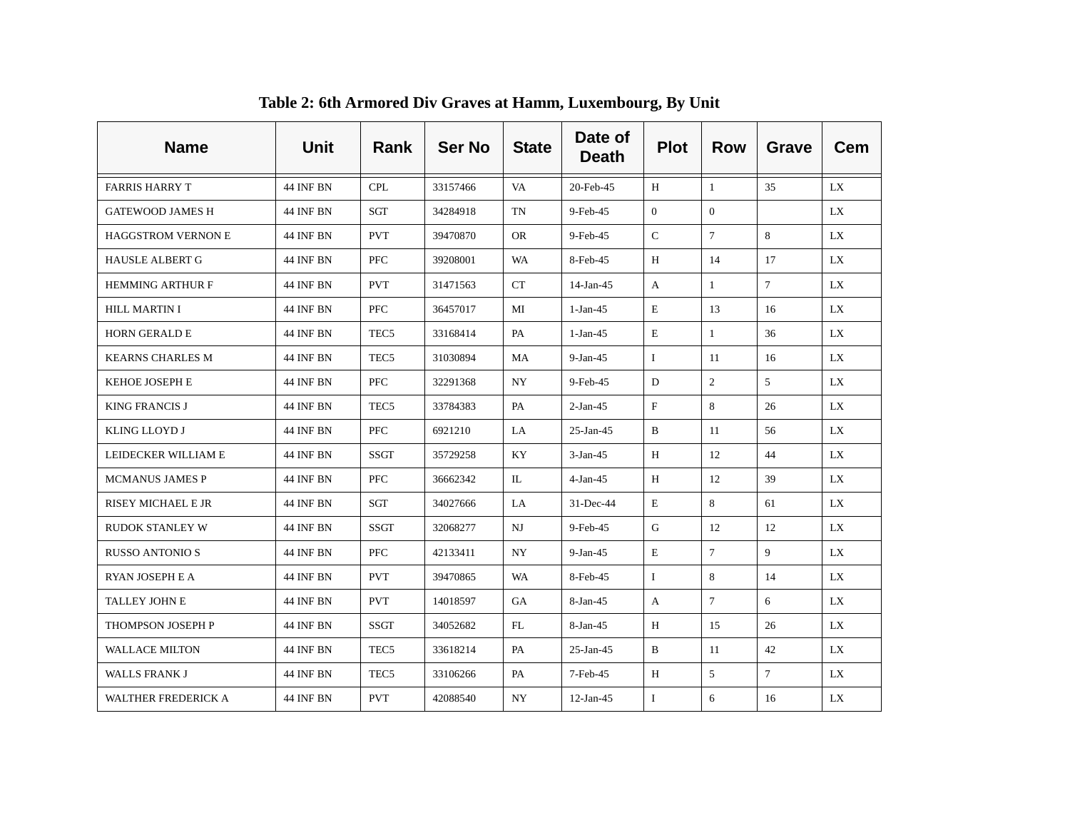**Table 2: 6th Armored Div Graves at Hamm, Luxembourg, By Unit**

| Name | Unit | Rank | Ser No | State | Date of Death | Plot | Row | Grave | Cem |
|---|---|---|---|---|---|---|---|---|---|
| FARRIS HARRY T | 44 INF BN | CPL | 33157466 | VA | 20-Feb-45 | H | 1 | 35 | LX |
| GATEWOOD JAMES H | 44 INF BN | SGT | 34284918 | TN | 9-Feb-45 | 0 | 0 | | LX |
| HAGGSTROM VERNON E | 44 INF BN | PVT | 39470870 | OR | 9-Feb-45 | C | 7 | 8 | LX |
| HAUSLE ALBERT G | 44 INF BN | PFC | 39208001 | WA | 8-Feb-45 | H | 14 | 17 | LX |
| HEMMING ARTHUR F | 44 INF BN | PVT | 31471563 | CT | 14-Jan-45 | A | 1 | 7 | LX |
| HILL MARTIN I | 44 INF BN | PFC | 36457017 | MI | 1-Jan-45 | E | 13 | 16 | LX |
| HORN GERALD E | 44 INF BN | TEC5 | 33168414 | PA | 1-Jan-45 | E | 1 | 36 | LX |
| KEARNS CHARLES M | 44 INF BN | TEC5 | 31030894 | MA | 9-Jan-45 | I | 11 | 16 | LX |
| KEHOE JOSEPH E | 44 INF BN | PFC | 32291368 | NY | 9-Feb-45 | D | 2 | 5 | LX |
| KING FRANCIS J | 44 INF BN | TEC5 | 33784383 | PA | 2-Jan-45 | F | 8 | 26 | LX |
| KLING LLOYD J | 44 INF BN | PFC | 6921210 | LA | 25-Jan-45 | B | 11 | 56 | LX |
| LEIDECKER WILLIAM E | 44 INF BN | SSGT | 35729258 | KY | 3-Jan-45 | H | 12 | 44 | LX |
| MCMANUS JAMES P | 44 INF BN | PFC | 36662342 | IL | 4-Jan-45 | H | 12 | 39 | LX |
| RISEY MICHAEL E JR | 44 INF BN | SGT | 34027666 | LA | 31-Dec-44 | E | 8 | 61 | LX |
| RUDOK STANLEY W | 44 INF BN | SSGT | 32068277 | NJ | 9-Feb-45 | G | 12 | 12 | LX |
| RUSSO ANTONIO S | 44 INF BN | PFC | 42133411 | NY | 9-Jan-45 | E | 7 | 9 | LX |
| RYAN JOSEPH E A | 44 INF BN | PVT | 39470865 | WA | 8-Feb-45 | I | 8 | 14 | LX |
| TALLEY JOHN E | 44 INF BN | PVT | 14018597 | GA | 8-Jan-45 | A | 7 | 6 | LX |
| THOMPSON JOSEPH P | 44 INF BN | SSGT | 34052682 | FL | 8-Jan-45 | H | 15 | 26 | LX |
| WALLACE MILTON | 44 INF BN | TEC5 | 33618214 | PA | 25-Jan-45 | B | 11 | 42 | LX |
| WALLS FRANK J | 44 INF BN | TEC5 | 33106266 | PA | 7-Feb-45 | H | 5 | 7 | LX |
| WALTHER FREDERICK A | 44 INF BN | PVT | 42088540 | NY | 12-Jan-45 | I | 6 | 16 | LX |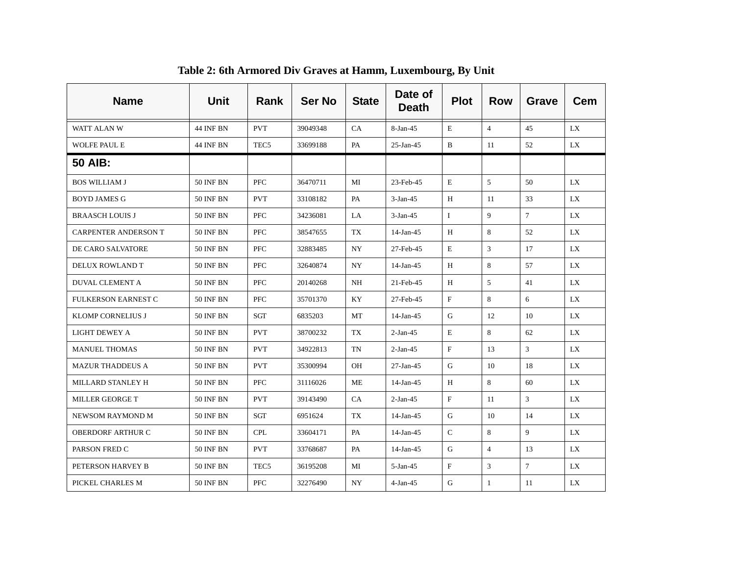**Table 2: 6th Armored Div Graves at Hamm, Luxembourg, By Unit**

| Name | Unit | Rank | Ser No | State | Date of Death | Plot | Row | Grave | Cem |
|---|---|---|---|---|---|---|---|---|---|
| WATT ALAN W | 44 INF BN | PVT | 39049348 | CA | 8-Jan-45 | E | 4 | 45 | LX |
| WOLFE PAUL E | 44 INF BN | TEC5 | 33699188 | PA | 25-Jan-45 | B | 11 | 52 | LX |
| **50 AIB:** | | | | | | | | | |
| BOS WILLIAM J | 50 INF BN | PFC | 36470711 | MI | 23-Feb-45 | E | 5 | 50 | LX |
| BOYD JAMES G | 50 INF BN | PVT | 33108182 | PA | 3-Jan-45 | H | 11 | 33 | LX |
| BRAASCH LOUIS J | 50 INF BN | PFC | 34236081 | LA | 3-Jan-45 | I | 9 | 7 | LX |
| CARPENTER ANDERSON T | 50 INF BN | PFC | 38547655 | TX | 14-Jan-45 | H | 8 | 52 | LX |
| DE CARO SALVATORE | 50 INF BN | PFC | 32883485 | NY | 27-Feb-45 | E | 3 | 17 | LX |
| DELUX ROWLAND T | 50 INF BN | PFC | 32640874 | NY | 14-Jan-45 | H | 8 | 57 | LX |
| DUVAL CLEMENT A | 50 INF BN | PFC | 20140268 | NH | 21-Feb-45 | H | 5 | 41 | LX |
| FULKERSON EARNEST C | 50 INF BN | PFC | 35701370 | KY | 27-Feb-45 | F | 8 | 6 | LX |
| KLOMP CORNELIUS J | 50 INF BN | SGT | 6835203 | MT | 14-Jan-45 | G | 12 | 10 | LX |
| LIGHT DEWEY A | 50 INF BN | PVT | 38700232 | TX | 2-Jan-45 | E | 8 | 62 | LX |
| MANUEL THOMAS | 50 INF BN | PVT | 34922813 | TN | 2-Jan-45 | F | 13 | 3 | LX |
| MAZUR THADDEUS A | 50 INF BN | PVT | 35300994 | OH | 27-Jan-45 | G | 10 | 18 | LX |
| MILLARD STANLEY H | 50 INF BN | PFC | 31116026 | ME | 14-Jan-45 | H | 8 | 60 | LX |
| MILLER GEORGE T | 50 INF BN | PVT | 39143490 | CA | 2-Jan-45 | F | 11 | 3 | LX |
| NEWSOM RAYMOND M | 50 INF BN | SGT | 6951624 | TX | 14-Jan-45 | G | 10 | 14 | LX |
| OBERDORF ARTHUR C | 50 INF BN | CPL | 33604171 | PA | 14-Jan-45 | C | 8 | 9 | LX |
| PARSON FRED C | 50 INF BN | PVT | 33768687 | PA | 14-Jan-45 | G | 4 | 13 | LX |
| PETERSON HARVEY B | 50 INF BN | TEC5 | 36195208 | MI | 5-Jan-45 | F | 3 | 7 | LX |
| PICKEL CHARLES M | 50 INF BN | PFC | 32276490 | NY | 4-Jan-45 | G | 1 | 11 | LX |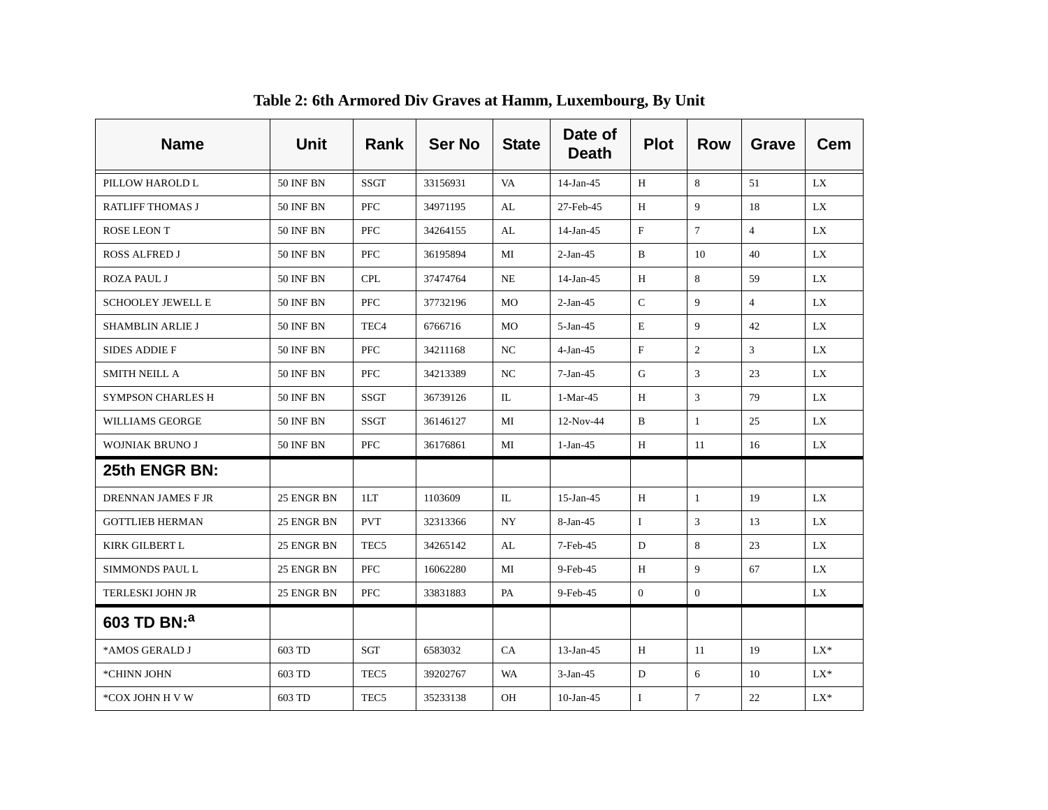**Table 2: 6th Armored Div Graves at Hamm, Luxembourg, By Unit**

| Name | Unit | Rank | Ser No | State | Date of Death | Plot | Row | Grave | Cem |
|---|---|---|---|---|---|---|---|---|---|
| PILLOW HAROLD L | 50 INF BN | SSGT | 33156931 | VA | 14-Jan-45 | H | 8 | 51 | LX |
| RATLIFF THOMAS J | 50 INF BN | PFC | 34971195 | AL | 27-Feb-45 | H | 9 | 18 | LX |
| ROSE LEON T | 50 INF BN | PFC | 34264155 | AL | 14-Jan-45 | F | 7 | 4 | LX |
| ROSS ALFRED J | 50 INF BN | PFC | 36195894 | MI | 2-Jan-45 | B | 10 | 40 | LX |
| ROZA PAUL J | 50 INF BN | CPL | 37474764 | NE | 14-Jan-45 | H | 8 | 59 | LX |
| SCHOOLEY JEWELL E | 50 INF BN | PFC | 37732196 | MO | 2-Jan-45 | C | 9 | 4 | LX |
| SHAMBLIN ARLIE J | 50 INF BN | TEC4 | 6766716 | MO | 5-Jan-45 | E | 9 | 42 | LX |
| SIDES ADDIE F | 50 INF BN | PFC | 34211168 | NC | 4-Jan-45 | F | 2 | 3 | LX |
| SMITH NEILL A | 50 INF BN | PFC | 34213389 | NC | 7-Jan-45 | G | 3 | 23 | LX |
| SYMPSON CHARLES H | 50 INF BN | SSGT | 36739126 | IL | 1-Mar-45 | H | 3 | 79 | LX |
| WILLIAMS GEORGE | 50 INF BN | SSGT | 36146127 | MI | 12-Nov-44 | B | 1 | 25 | LX |
| WOJNIAK BRUNO J | 50 INF BN | PFC | 36176861 | MI | 1-Jan-45 | H | 11 | 16 | LX |
| **25th ENGR BN:** | | | | | | | | | |
| DRENNAN JAMES F JR | 25 ENGR BN | 1LT | 1103609 | IL | 15-Jan-45 | H | 1 | 19 | LX |
| GOTTLIEB HERMAN | 25 ENGR BN | PVT | 32313366 | NY | 8-Jan-45 | I | 3 | 13 | LX |
| KIRK GILBERT L | 25 ENGR BN | TEC5 | 34265142 | AL | 7-Feb-45 | D | 8 | 23 | LX |
| SIMMONDS PAUL L | 25 ENGR BN | PFC | 16062280 | MI | 9-Feb-45 | H | 9 | 67 | LX |
| TERLESKI JOHN JR | 25 ENGR BN | PFC | 33831883 | PA | 9-Feb-45 | 0 | 0 | | LX |
| **603 TD BN:[a]** | | | | | | | | | |
| *AMOS GERALD J | 603 TD | SGT | 6583032 | CA | 13-Jan-45 | H | 11 | 19 | LX* |
| *CHINN JOHN | 603 TD | TEC5 | 39202767 | WA | 3-Jan-45 | D | 6 | 10 | LX* |
| *COX JOHN H V W | 603 TD | TEC5 | 35233138 | OH | 10-Jan-45 | I | 7 | 22 | LX* |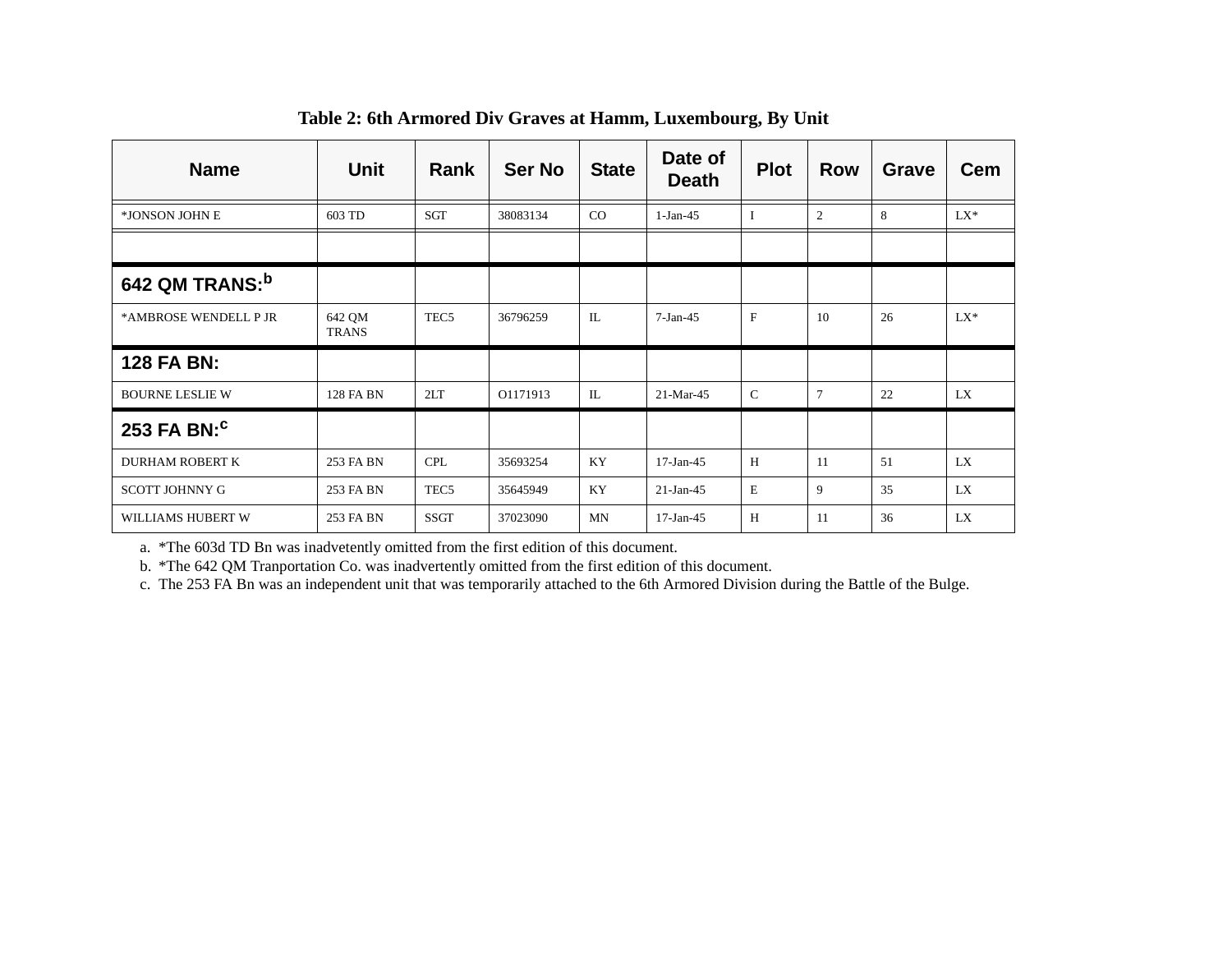**Table 2: 6th Armored Div Graves at Hamm, Luxembourg, By Unit**

| Name | Unit | Rank | Ser No | State | Date of Death | Plot | Row | Grave | Cem |
|---|---|---|---|---|---|---|---|---|---|
| *JONSON JOHN E | 603 TD | SGT | 38083134 | CO | 1-Jan-45 | I | 2 | 8 | LX* |
| | | | | | | | | | |
| **642 QM TRANS:**[b] | | | | | | | | | |
| *AMBROSE WENDELL P JR | 642 QM TRANS | TEC5 | 36796259 | IL | 7-Jan-45 | F | 10 | 26 | LX* |
| **128 FA BN:** | | | | | | | | | |
| BOURNE LESLIE W | 128 FA BN | 2LT | O1171913 | IL | 21-Mar-45 | C | 7 | 22 | LX |
| **253 FA BN:**[c] | | | | | | | | | |
| DURHAM ROBERT K | 253 FA BN | CPL | 35693254 | KY | 17-Jan-45 | H | 11 | 51 | LX |
| SCOTT JOHNNY G | 253 FA BN | TEC5 | 35645949 | KY | 21-Jan-45 | E | 9 | 35 | LX |
| WILLIAMS HUBERT W | 253 FA BN | SSGT | 37023090 | MN | 17-Jan-45 | H | 11 | 36 | LX |

a. *The 603d TD Bn was inadvetently omitted from the first edition of this document.

b. *The 642 QM Tranportation Co. was inadvertently omitted from the first edition of this document.

c. The 253 FA Bn was an independent unit that was temporarily attached to the 6th Armored Division during the Battle of the Bulge.